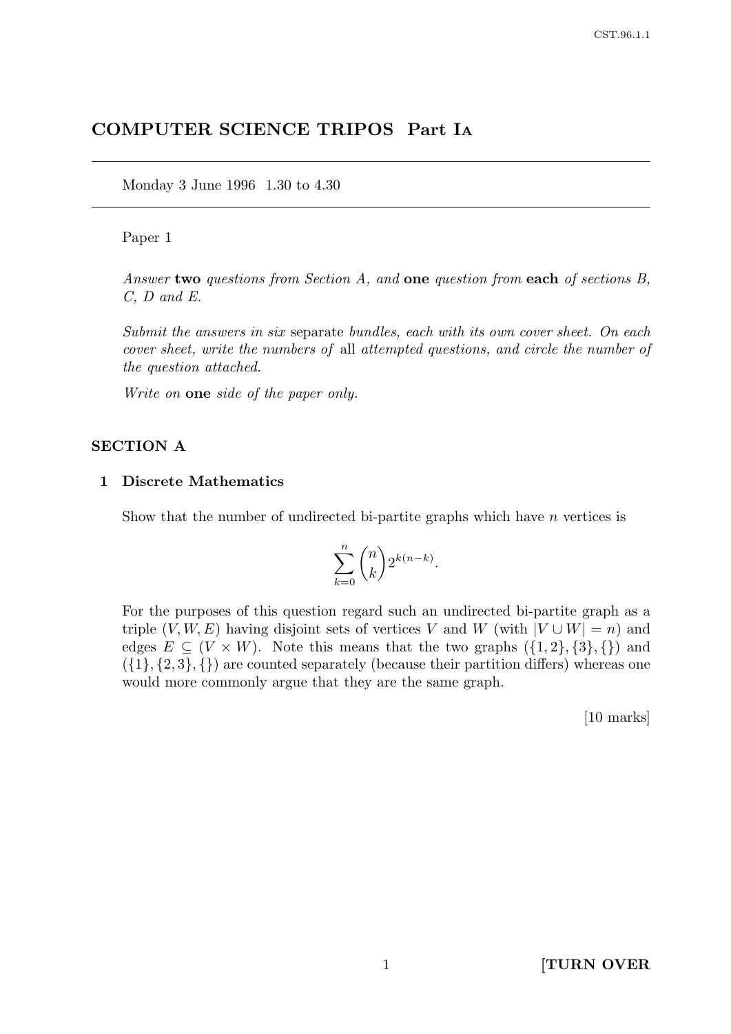# COMPUTER SCIENCE TRIPOS Part IA

Monday 3 June 1996 1.30 to 4.30

Paper 1

*Answer* **two** *questions from Section A, and* **one** *question from* **each** *of sections B, C, D and E.*

*Submit the answers in six* separate *bundles, each with its own cover sheet. On each cover sheet, write the numbers of* all *attempted questions, and circle the number of the question attached.*

*Write on* **one** *side of the paper only.*

## SECTION A

### 1 Discrete Mathematics

Show that the number of undirected bi-partite graphs which have $n$ vertices is

$$\sum_{k=0}^{n} \binom{n}{k} 2^{k(n-k)}.$$

For the purposes of this question regard such an undirected bi-partite graph as a triple $(V, W, E)$ having disjoint sets of vertices $V$ and $W$ (with $|V \cup W| = n$) and edges $E \subseteq (V \times W)$. Note this means that the two graphs $(\{1, 2\}, \{3\}, \{\})$ and $(\{1\}, \{2, 3\}, \{\})$ are counted separately (because their partition differs) whereas one would more commonly argue that they are the same graph.

[10 marks]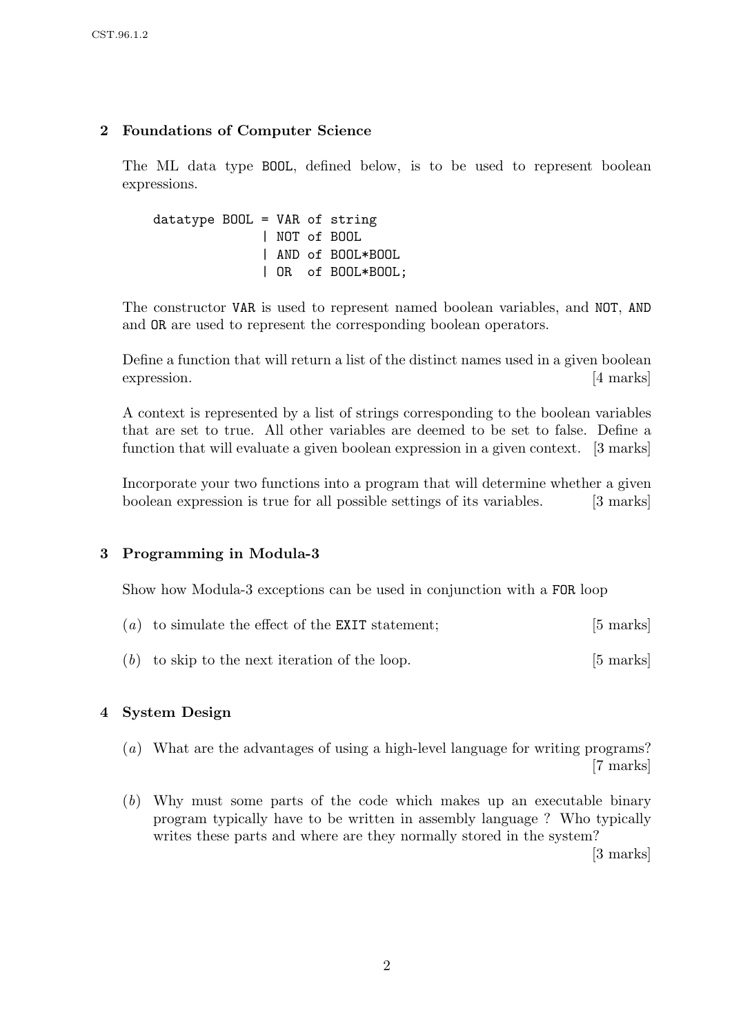## 2 Foundations of Computer Science

The ML data type `BOOL`, defined below, is to be used to represent boolean expressions.

```
datatype BOOL = VAR of string
              | NOT of BOOL
              | AND of BOOL*BOOL
              | OR  of BOOL*BOOL;
```

The constructor `VAR` is used to represent named boolean variables, and `NOT`, `AND` and `OR` are used to represent the corresponding boolean operators.

Define a function that will return a list of the distinct names used in a given boolean expression. [4 marks]

A context is represented by a list of strings corresponding to the boolean variables that are set to true. All other variables are deemed to be set to false. Define a function that will evaluate a given boolean expression in a given context. [3 marks]

Incorporate your two functions into a program that will determine whether a given boolean expression is true for all possible settings of its variables. [3 marks]

## 3 Programming in Modula-3

Show how Modula-3 exceptions can be used in conjunction with a `FOR` loop

(*a*) to simulate the effect of the `EXIT` statement; [5 marks]

(*b*) to skip to the next iteration of the loop. [5 marks]

## 4 System Design

(*a*) What are the advantages of using a high-level language for writing programs? [7 marks]

(*b*) Why must some parts of the code which makes up an executable binary program typically have to be written in assembly language ? Who typically writes these parts and where are they normally stored in the system? [3 marks]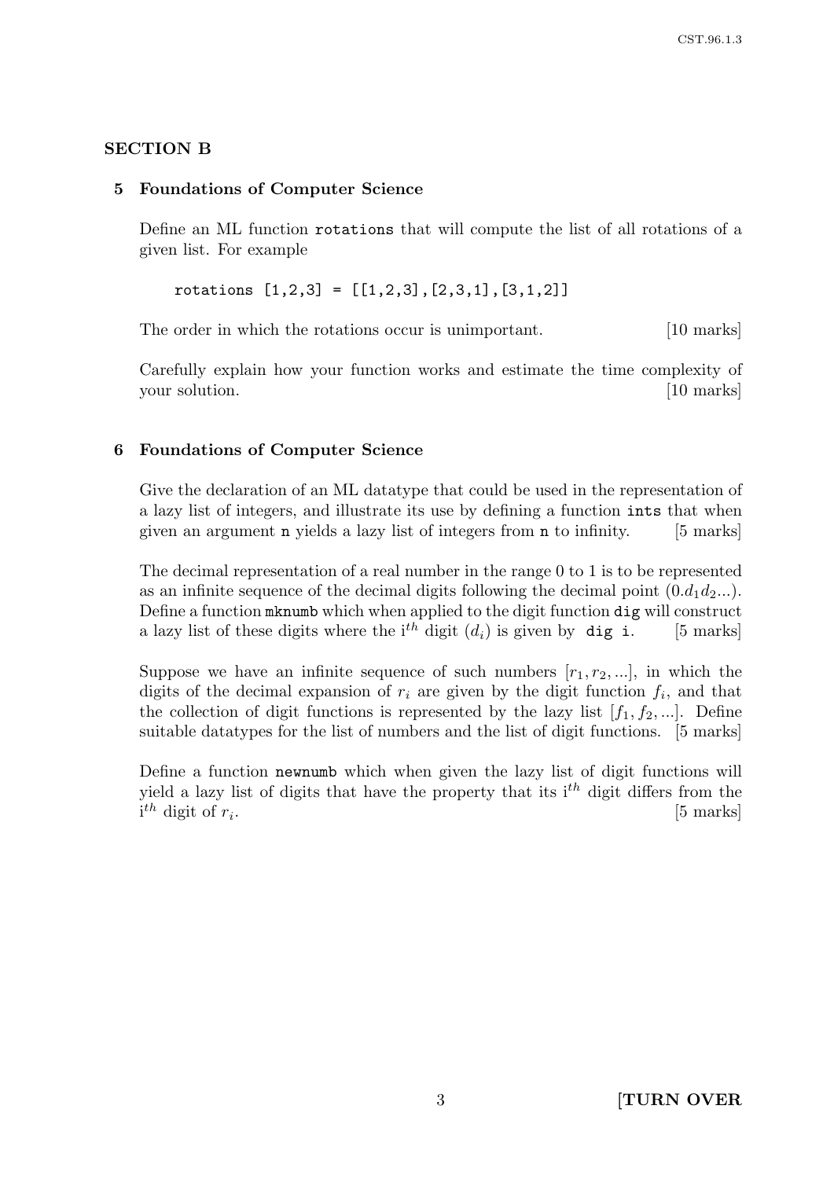## SECTION B

### 5 Foundations of Computer Science

Define an ML function `rotations` that will compute the list of all rotations of a given list. For example

```
rotations [1,2,3] = [[1,2,3],[2,3,1],[3,1,2]]
```

The order in which the rotations occur is unimportant. [10 marks]

Carefully explain how your function works and estimate the time complexity of your solution. [10 marks]

### 6 Foundations of Computer Science

Give the declaration of an ML datatype that could be used in the representation of a lazy list of integers, and illustrate its use by defining a function `ints` that when given an argument `n` yields a lazy list of integers from `n` to infinity. [5 marks]

The decimal representation of a real number in the range 0 to 1 is to be represented as an infinite sequence of the decimal digits following the decimal point $(0.d_1 d_2 ...)$. Define a function `mknumb` which when applied to the digit function `dig` will construct a lazy list of these digits where the i$^{th}$ digit $(d_i)$ is given by `dig i`. [5 marks]

Suppose we have an infinite sequence of such numbers $[r_1, r_2, ...]$, in which the digits of the decimal expansion of $r_i$ are given by the digit function $f_i$, and that the collection of digit functions is represented by the lazy list $[f_1, f_2, ...]$. Define suitable datatypes for the list of numbers and the list of digit functions. [5 marks]

Define a function `newnumb` which when given the lazy list of digit functions will yield a lazy list of digits that have the property that its i$^{th}$ digit differs from the i$^{th}$ digit of $r_i$. [5 marks]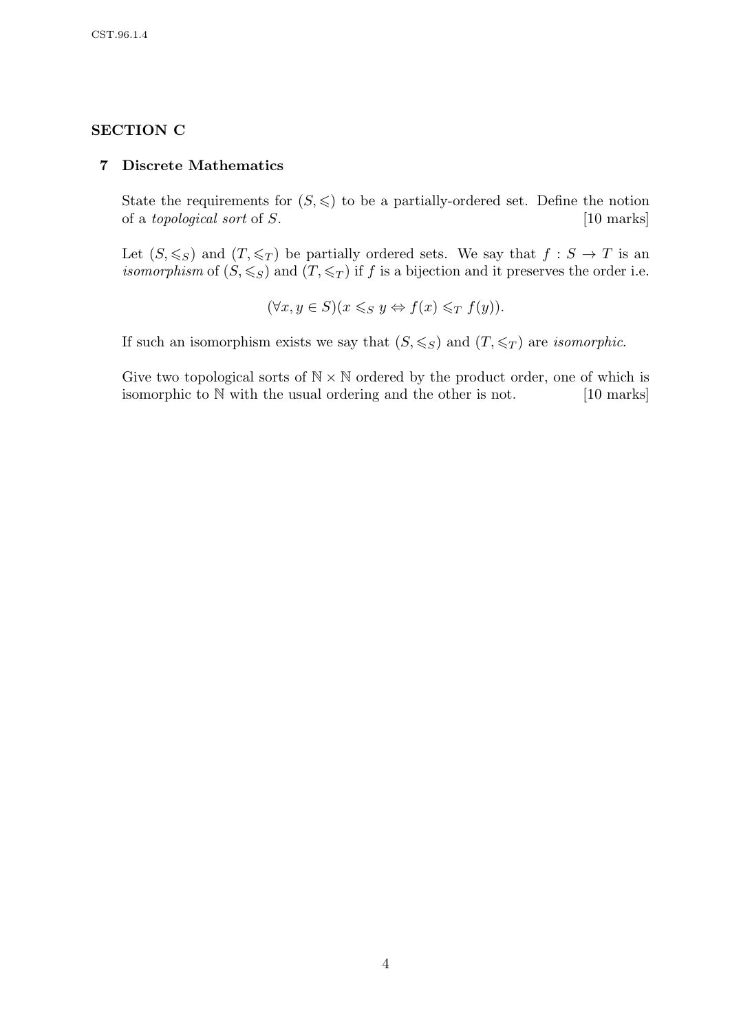## SECTION C

### 7 Discrete Mathematics

State the requirements for $(S, \leqslant)$ to be a partially-ordered set. Define the notion of a *topological sort* of $S$. [10 marks]

Let $(S, \leqslant_S)$ and $(T, \leqslant_T)$ be partially ordered sets. We say that $f : S \to T$ is an *isomorphism* of $(S, \leqslant_S)$ and $(T, \leqslant_T)$ if $f$ is a bijection and it preserves the order i.e.

$$(\forall x, y \in S)(x \leqslant_S y \Leftrightarrow f(x) \leqslant_T f(y)).$$

If such an isomorphism exists we say that $(S, \leqslant_S)$ and $(T, \leqslant_T)$ are *isomorphic*.

Give two topological sorts of $\mathbb{N} \times \mathbb{N}$ ordered by the product order, one of which is isomorphic to $\mathbb{N}$ with the usual ordering and the other is not. [10 marks]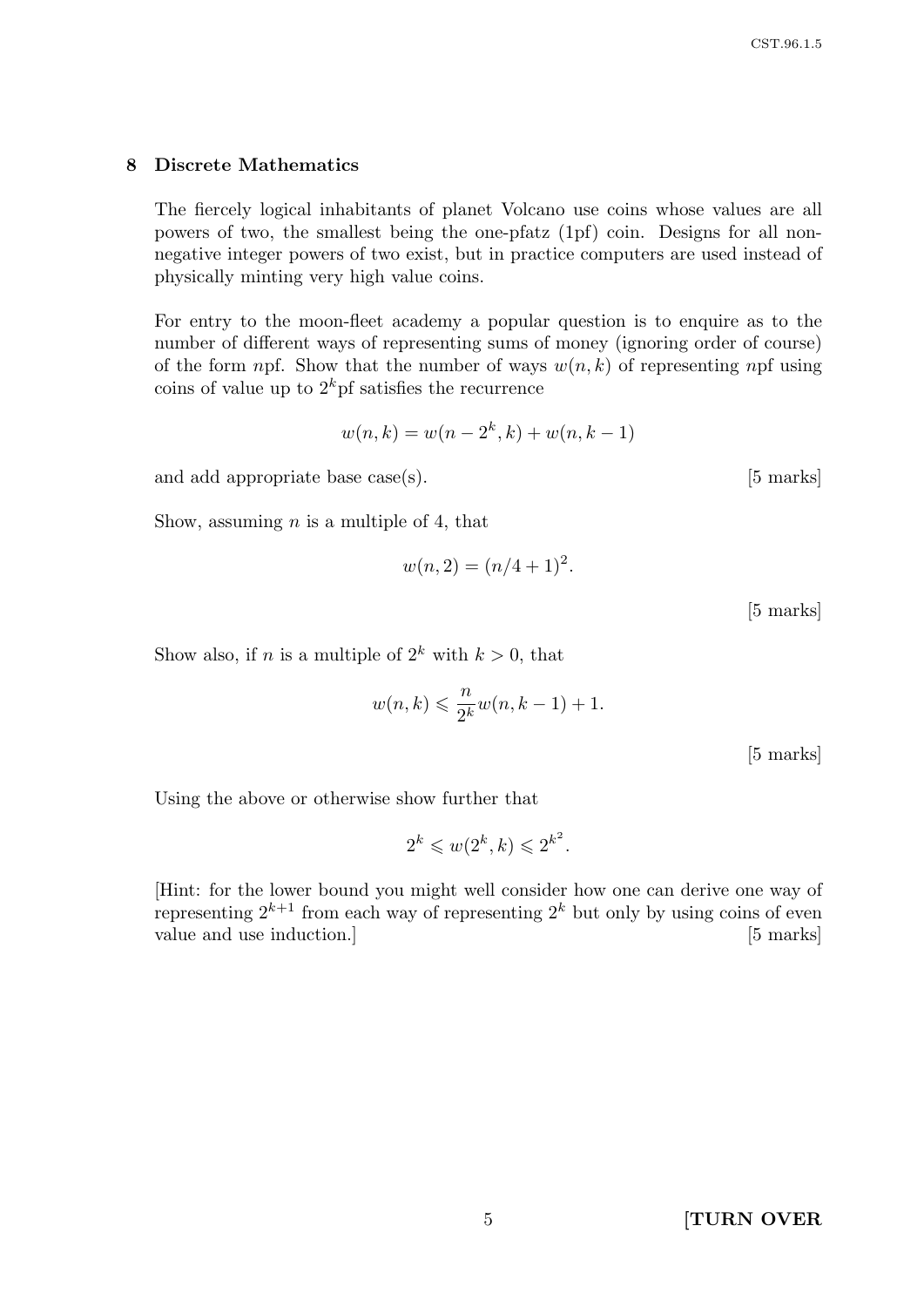## 8 Discrete Mathematics

The fiercely logical inhabitants of planet Volcano use coins whose values are all powers of two, the smallest being the one-pfatz (1pf) coin. Designs for all non-negative integer powers of two exist, but in practice computers are used instead of physically minting very high value coins.

For entry to the moon-fleet academy a popular question is to enquire as to the number of different ways of representing sums of money (ignoring order of course) of the form $n$pf. Show that the number of ways $w(n,k)$ of representing $n$pf using coins of value up to $2^k$pf satisfies the recurrence

$$w(n,k) = w(n - 2^k, k) + w(n, k-1)$$

and add appropriate base case(s). [5 marks]

Show, assuming $n$ is a multiple of 4, that

$$w(n, 2) = (n/4 + 1)^2.$$

[5 marks]

Show also, if $n$ is a multiple of $2^k$ with $k > 0$, that

$$w(n,k) \leqslant \frac{n}{2^k} w(n, k-1) + 1.$$

[5 marks]

Using the above or otherwise show further that

$$2^k \leqslant w(2^k, k) \leqslant 2^{k^2}.$$

[Hint: for the lower bound you might well consider how one can derive one way of representing $2^{k+1}$ from each way of representing $2^k$ but only by using coins of even value and use induction.] [5 marks]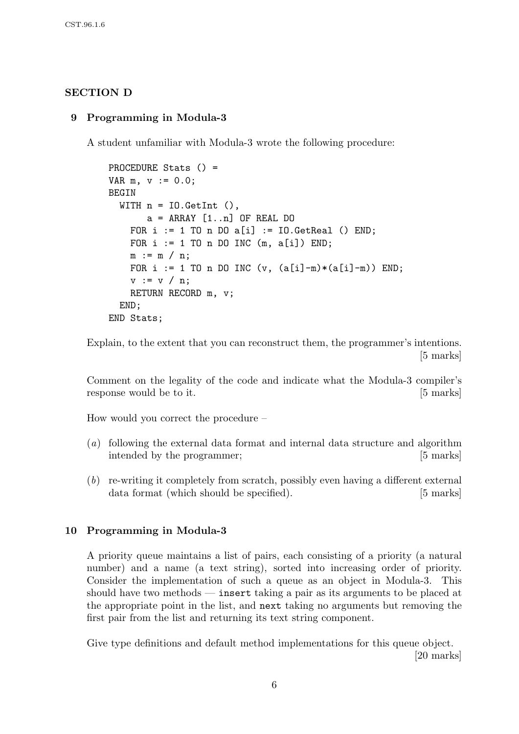## SECTION D

### 9 Programming in Modula-3

A student unfamiliar with Modula-3 wrote the following procedure:

```
PROCEDURE Stats () =
VAR m, v := 0.0;
BEGIN
  WITH n = IO.GetInt (),
       a = ARRAY [1..n] OF REAL DO
    FOR i := 1 TO n DO a[i] := IO.GetReal () END;
    FOR i := 1 TO n DO INC (m, a[i]) END;
    m := m / n;
    FOR i := 1 TO n DO INC (v, (a[i]-m)*(a[i]-m)) END;
    v := v / n;
    RETURN RECORD m, v;
  END;
END Stats;
```

Explain, to the extent that you can reconstruct them, the programmer's intentions. [5 marks]

Comment on the legality of the code and indicate what the Modula-3 compiler's response would be to it. [5 marks]

How would you correct the procedure –

(*a*) following the external data format and internal data structure and algorithm intended by the programmer; [5 marks]

(*b*) re-writing it completely from scratch, possibly even having a different external data format (which should be specified). [5 marks]

### 10 Programming in Modula-3

A priority queue maintains a list of pairs, each consisting of a priority (a natural number) and a name (a text string), sorted into increasing order of priority. Consider the implementation of such a queue as an object in Modula-3. This should have two methods — `insert` taking a pair as its arguments to be placed at the appropriate point in the list, and `next` taking no arguments but removing the first pair from the list and returning its text string component.

Give type definitions and default method implementations for this queue object. [20 marks]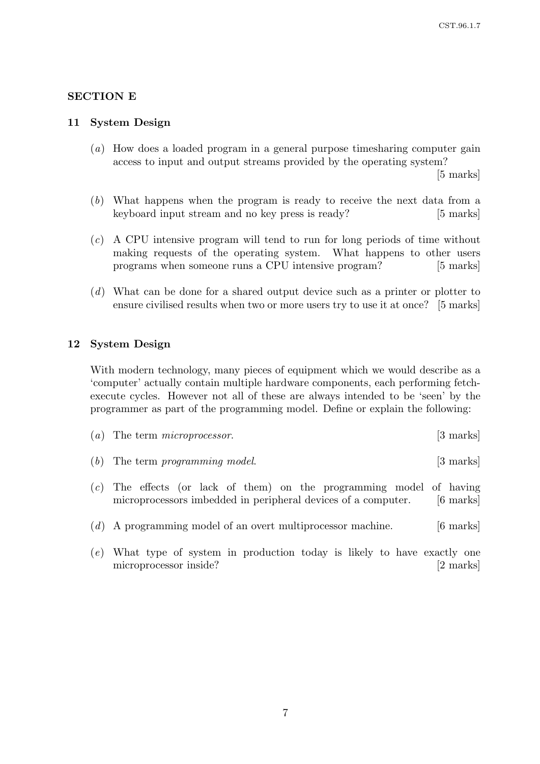## SECTION E

### 11 System Design

(*a*) How does a loaded program in a general purpose timesharing computer gain access to input and output streams provided by the operating system? [5 marks]

(*b*) What happens when the program is ready to receive the next data from a keyboard input stream and no key press is ready? [5 marks]

(*c*) A CPU intensive program will tend to run for long periods of time without making requests of the operating system. What happens to other users programs when someone runs a CPU intensive program? [5 marks]

(*d*) What can be done for a shared output device such as a printer or plotter to ensure civilised results when two or more users try to use it at once? [5 marks]

### 12 System Design

With modern technology, many pieces of equipment which we would describe as a 'computer' actually contain multiple hardware components, each performing fetch-execute cycles. However not all of these are always intended to be 'seen' by the programmer as part of the programming model. Define or explain the following:

(*a*) The term *microprocessor*. [3 marks]

(*b*) The term *programming model*. [3 marks]

(*c*) The effects (or lack of them) on the programming model of having microprocessors imbedded in peripheral devices of a computer. [6 marks]

(*d*) A programming model of an overt multiprocessor machine. [6 marks]

(*e*) What type of system in production today is likely to have exactly one microprocessor inside? [2 marks]